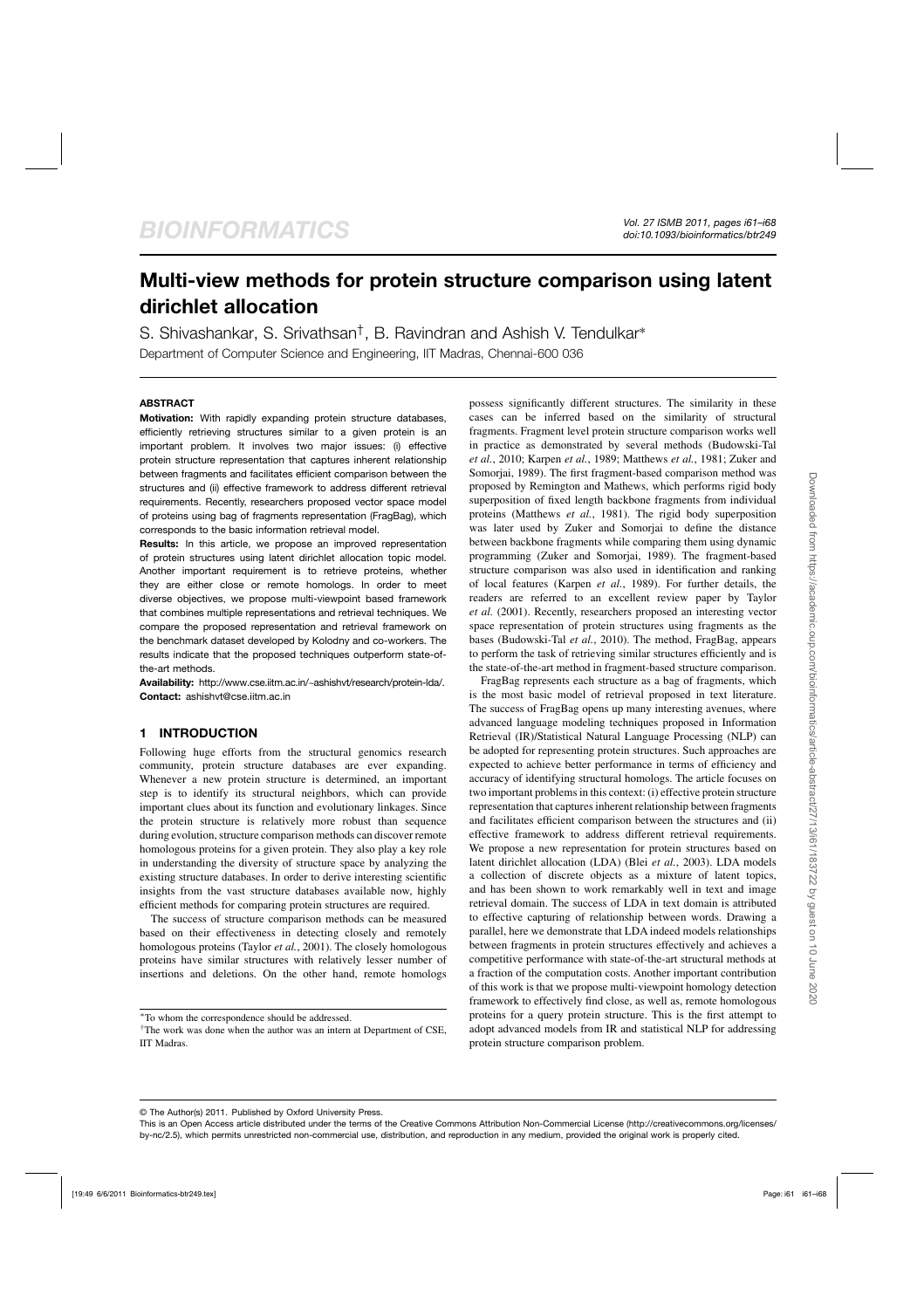# Multi-view methods for protein structure comparison using latent dirichlet allocation

S. Shivashankar, S. Srivathsan[†], B. Ravindran and Ashish V. Tendulkar[*]

Department of Computer Science and Engineering, IIT Madras, Chennai-600 036

## ABSTRACT

**Motivation:** With rapidly expanding protein structure databases, efficiently retrieving structures similar to a given protein is an important problem. It involves two major issues: (i) effective protein structure representation that captures inherent relationship between fragments and facilitates efficient comparison between the structures and (ii) effective framework to address different retrieval requirements. Recently, researchers proposed vector space model of proteins using bag of fragments representation (FragBag), which corresponds to the basic information retrieval model.

**Results:** In this article, we propose an improved representation of protein structures using latent dirichlet allocation topic model. Another important requirement is to retrieve proteins, whether they are either close or remote homologs. In order to meet diverse objectives, we propose multi-viewpoint based framework that combines multiple representations and retrieval techniques. We compare the proposed representation and retrieval framework on the benchmark dataset developed by Kolodny and co-workers. The results indicate that the proposed techniques outperform state-of-the-art methods.

**Availability:** http://www.cse.iitm.ac.in/~ashishvt/research/protein-lda/.

**Contact:** ashishvt@cse.iitm.ac.in

## 1 INTRODUCTION

Following huge efforts from the structural genomics research community, protein structure databases are ever expanding. Whenever a new protein structure is determined, an important step is to identify its structural neighbors, which can provide important clues about its function and evolutionary linkages. Since the protein structure is relatively more robust than sequence during evolution, structure comparison methods can discover remote homologous proteins for a given protein. They also play a key role in understanding the diversity of structure space by analyzing the existing structure databases. In order to derive interesting scientific insights from the vast structure databases available now, highly efficient methods for comparing protein structures are required.

The success of structure comparison methods can be measured based on their effectiveness in detecting closely and remotely homologous proteins (Taylor *et al.*, 2001). The closely homologous proteins have similar structures with relatively lesser number of insertions and deletions. On the other hand, remote homologs possess significantly different structures. The similarity in these cases can be inferred based on the similarity of structural fragments. Fragment level protein structure comparison works well in practice as demonstrated by several methods (Budowski-Tal *et al.*, 2010; Karpen *et al.*, 1989; Matthews *et al.*, 1981; Zuker and Somorjai, 1989). The first fragment-based comparison method was proposed by Remington and Mathews, which performs rigid body superposition of fixed length backbone fragments from individual proteins (Matthews *et al.*, 1981). The rigid body superposition was later used by Zuker and Somorjai to define the distance between backbone fragments while comparing them using dynamic programming (Zuker and Somorjai, 1989). The fragment-based structure comparison was also used in identification and ranking of local features (Karpen *et al.*, 1989). For further details, the readers are referred to an excellent review paper by Taylor *et al.* (2001). Recently, researchers proposed an interesting vector space representation of protein structures using fragments as the bases (Budowski-Tal *et al.*, 2010). The method, FragBag, appears to perform the task of retrieving similar structures efficiently and is the state-of-the-art method in fragment-based structure comparison.

FragBag represents each structure as a bag of fragments, which is the most basic model of retrieval proposed in text literature. The success of FragBag opens up many interesting avenues, where advanced language modeling techniques proposed in Information Retrieval (IR)/Statistical Natural Language Processing (NLP) can be adopted for representing protein structures. Such approaches are expected to achieve better performance in terms of efficiency and accuracy of identifying structural homologs. The article focuses on two important problems in this context: (i) effective protein structure representation that captures inherent relationship between fragments and facilitates efficient comparison between the structures and (ii) effective framework to address different retrieval requirements. We propose a new representation for protein structures based on latent dirichlet allocation (LDA) (Blei *et al.*, 2003). LDA models a collection of discrete objects as a mixture of latent topics, and has been shown to work remarkably well in text and image retrieval domain. The success of LDA in text domain is attributed to effective capturing of relationship between words. Drawing a parallel, here we demonstrate that LDA indeed models relationships between fragments in protein structures effectively and achieves a competitive performance with state-of-the-art structural methods at a fraction of the computation costs. Another important contribution of this work is that we propose multi-viewpoint homology detection framework to effectively find close, as well as, remote homologous proteins for a query protein structure. This is the first attempt to adopt advanced models from IR and statistical NLP for addressing protein structure comparison problem.

[*]To whom the correspondence should be addressed.

[†]The work was done when the author was an intern at Department of CSE, IIT Madras.

© The Author(s) 2011. Published by Oxford University Press.

This is an Open Access article distributed under the terms of the Creative Commons Attribution Non-Commercial License (http://creativecommons.org/licenses/by-nc/2.5), which permits unrestricted non-commercial use, distribution, and reproduction in any medium, provided the original work is properly cited.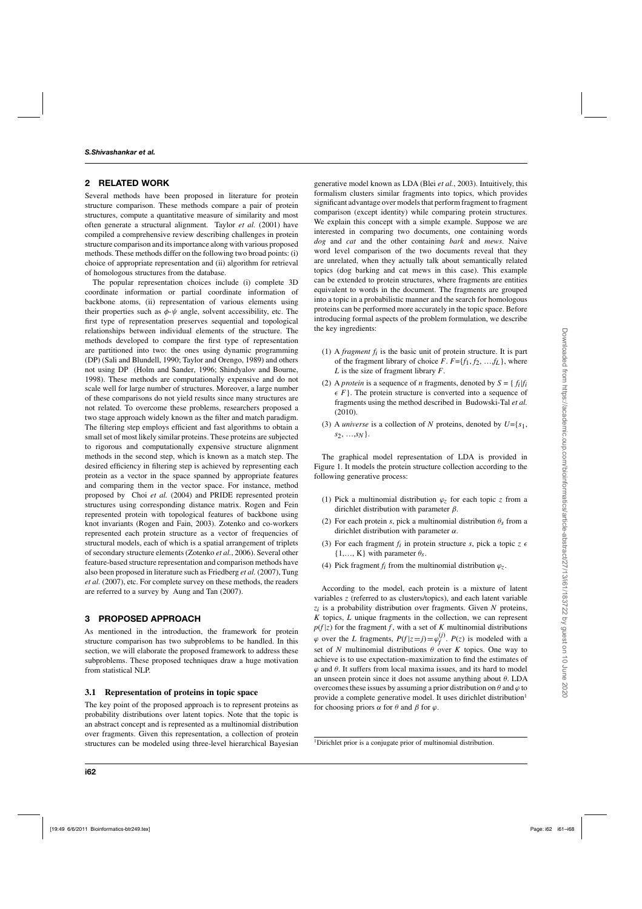## 2 RELATED WORK

Several methods have been proposed in literature for protein structure comparison. These methods compare a pair of protein structures, compute a quantitative measure of similarity and most often generate a structural alignment. Taylor *et al.* (2001) have compiled a comprehensive review describing challenges in protein structure comparison and its importance along with various proposed methods. These methods differ on the following two broad points: (i) choice of appropriate representation and (ii) algorithm for retrieval of homologous structures from the database.

The popular representation choices include (i) complete 3D coordinate information or partial coordinate information of backbone atoms, (ii) representation of various elements using their properties such as $\phi$-$\psi$ angle, solvent accessibility, etc. The first type of representation preserves sequential and topological relationships between individual elements of the structure. The methods developed to compare the first type of representation are partitioned into two: the ones using dynamic programming (DP) (Sali and Blundell, 1990; Taylor and Orengo, 1989) and others not using DP (Holm and Sander, 1996; Shindyalov and Bourne, 1998). These methods are computationally expensive and do not scale well for large number of structures. Moreover, a large number of these comparisons do not yield results since many structures are not related. To overcome these problems, researchers proposed a two stage approach widely known as the filter and match paradigm. The filtering step employs efficient and fast algorithms to obtain a small set of most likely similar proteins. These proteins are subjected to rigorous and computationally expensive structure alignment methods in the second step, which is known as a match step. The desired efficiency in filtering step is achieved by representing each protein as a vector in the space spanned by appropriate features and comparing them in the vector space. For instance, method proposed by Choi *et al.* (2004) and PRIDE represented protein structures using corresponding distance matrix. Rogen and Fein represented protein with topological features of backbone using knot invariants (Rogen and Fain, 2003). Zotenko and co-workers represented each protein structure as a vector of frequencies of structural models, each of which is a spatial arrangement of triplets of secondary structure elements (Zotenko *et al.*, 2006). Several other feature-based structure representation and comparison methods have also been proposed in literature such as Friedberg *et al.* (2007), Tung *et al.* (2007), etc. For complete survey on these methods, the readers are referred to a survey by Aung and Tan (2007).

## 3 PROPOSED APPROACH

As mentioned in the introduction, the framework for protein structure comparison has two subproblems to be handled. In this section, we will elaborate the proposed framework to address these subproblems. These proposed techniques draw a huge motivation from statistical NLP.

### 3.1 Representation of proteins in topic space

The key point of the proposed approach is to represent proteins as probability distributions over latent topics. Note that the topic is an abstract concept and is represented as a multinomial distribution over fragments. Given this representation, a collection of protein structures can be modeled using three-level hierarchical Bayesian generative model known as LDA (Blei *et al.*, 2003). Intuitively, this formalism clusters similar fragments into topics, which provides significant advantage over models that perform fragment to fragment comparison (except identity) while comparing protein structures. We explain this concept with a simple example. Suppose we are interested in comparing two documents, one containing words *dog* and *cat* and the other containing *bark* and *mews*. Naive word level comparison of the two documents reveal that they are unrelated, when they actually talk about semantically related topics (dog barking and cat mews in this case). This example can be extended to protein structures, where fragments are entities equivalent to words in the document. The fragments are grouped into a topic in a probabilistic manner and the search for homologous proteins can be performed more accurately in the topic space. Before introducing formal aspects of the problem formulation, we describe the key ingredients:

(1) A *fragment* $f_i$ is the basic unit of protein structure. It is part of the fragment library of choice $F$. $F=\{f_1, f_2, \ldots, f_L\}$, where $L$ is the size of fragment library $F$.

(2) A *protein* is a sequence of $n$ fragments, denoted by $S = \{ f_i | f_i \in F\}$. The protein structure is converted into a sequence of fragments using the method described in Budowski-Tal *et al.* (2010).

(3) A *universe* is a collection of $N$ proteins, denoted by $U=\{s_1, s_2, \ldots, s_N\}$.

The graphical model representation of LDA is provided in Figure 1. It models the protein structure collection according to the following generative process:

(1) Pick a multinomial distribution $\varphi_z$ for each topic $z$ from a dirichlet distribution with parameter $\beta$.

(2) For each protein $s$, pick a multinomial distribution $\theta_s$ from a dirichlet distribution with parameter $\alpha$.

(3) For each fragment $f_i$ in protein structure $s$, pick a topic $z \in \{1,\ldots, K\}$ with parameter $\theta_s$.

(4) Pick fragment $f_i$ from the multinomial distribution $\varphi_z$.

According to the model, each protein is a mixture of latent variables $z$ (referred to as clusters/topics), and each latent variable $z_i$ is a probability distribution over fragments. Given $N$ proteins, $K$ topics, $L$ unique fragments in the collection, we can represent $p(f|z)$ for the fragment $f$, with a set of $K$ multinomial distributions $\varphi$ over the $L$ fragments, $P(f|z=j)=\varphi_f^{(j)}$. $P(z)$ is modeled with a set of $N$ multinomial distributions $\theta$ over $K$ topics. One way to achieve is to use expectation–maximization to find the estimates of $\varphi$ and $\theta$. It suffers from local maxima issues, and its hard to model an unseen protein since it does not assume anything about $\theta$. LDA overcomes these issues by assuming a prior distribution on $\theta$ and $\varphi$ to provide a complete generative model. It uses dirichlet distribution[1] for choosing priors $\alpha$ for $\theta$ and $\beta$ for $\varphi$.

[1] Dirichlet prior is a conjugate prior of multinomial distribution.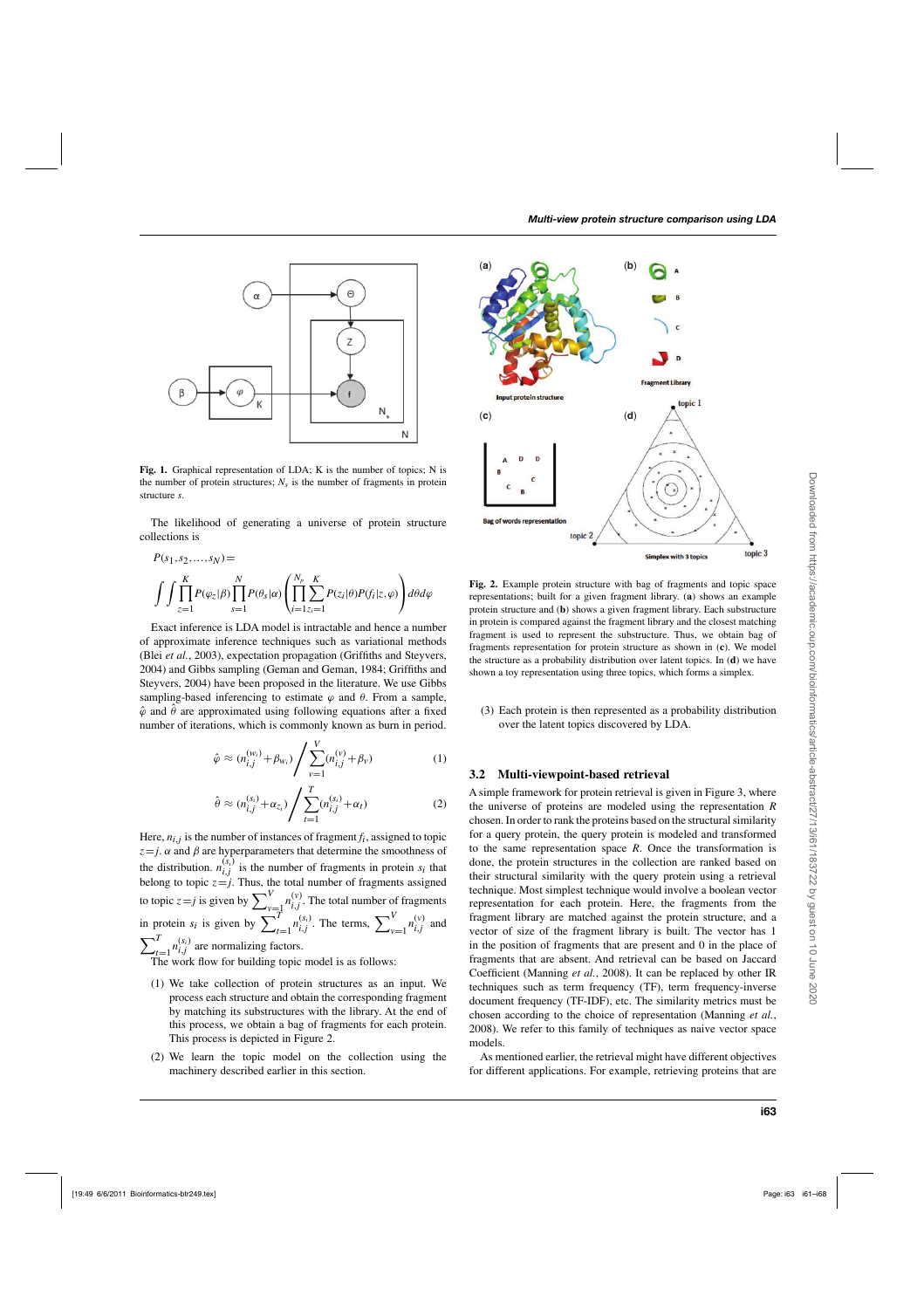**Fig. 1.** Graphical representation of LDA; K is the number of topics; N is the number of protein structures; $N_s$ is the number of fragments in protein structure $s$.

The likelihood of generating a universe of protein structure collections is

$$P(s_1,s_2,\ldots,s_N)=$$

$$\int\int\prod_{z=1}^{K}P(\varphi_z|\beta)\prod_{s=1}^{N}P(\theta_s|\alpha)\left(\prod_{i=1}^{N_p}\sum_{z_i=1}^{K}P(z_i|\theta)P(f_i|z,\varphi)\right)d\theta d\varphi$$

Exact inference is LDA model is intractable and hence a number of approximate inference techniques such as variational methods (Blei *et al.*, 2003), expectation propagation (Griffiths and Steyvers, 2004) and Gibbs sampling (Geman and Geman, 1984; Griffiths and Steyvers, 2004) have been proposed in the literature. We use Gibbs sampling-based inferencing to estimate $\varphi$ and $\theta$. From a sample, $\hat{\varphi}$ and $\hat{\theta}$ are approximated using following equations after a fixed number of iterations, which is commonly known as burn in period.

$$\hat{\varphi}\approx(n_{i,j}^{(w_i)}+\beta_{w_i})\Big/\sum_{v=1}^{V}(n_{i,j}^{(v)}+\beta_v) \quad (1)$$

$$\hat{\theta}\approx(n_{i,j}^{(s_i)}+\alpha_{z_i})\Big/\sum_{t=1}^{T}(n_{i,j}^{(s_i)}+\alpha_t) \quad (2)$$

Here, $n_{i,j}$ is the number of instances of fragment $f_i$, assigned to topic $z=j$. $\alpha$ and $\beta$ are hyperparameters that determine the smoothness of the distribution. $n_{i,j}^{(s_i)}$ is the number of fragments in protein $s_i$ that belong to topic $z=j$. Thus, the total number of fragments assigned to topic $z=j$ is given by $\sum_{v=1}^{V}n_{i,j}^{(v)}$. The total number of fragments in protein $s_i$ is given by $\sum_{t=1}^{T}n_{i,j}^{(s_i)}$. The terms, $\sum_{v=1}^{V}n_{i,j}^{(v)}$ and $\sum_{t=1}^{T}n_{i,j}^{(s_i)}$ are normalizing factors.

The work flow for building topic model is as follows:

1. We take collection of protein structures as an input. We process each structure and obtain the corresponding fragment by matching its substructures with the library. At the end of this process, we obtain a bag of fragments for each protein. This process is depicted in Figure 2.
2. We learn the topic model on the collection using the machinery described earlier in this section.
3. Each protein is then represented as a probability distribution over the latent topics discovered by LDA.

**Fig. 2.** Example protein structure with bag of fragments and topic space representations; built for a given fragment library. (**a**) shows an example protein structure and (**b**) shows a given fragment library. Each substructure in protein is compared against the fragment library and the closest matching fragment is used to represent the substructure. Thus, we obtain bag of fragments representation for protein structure as shown in (**c**). We model the structure as a probability distribution over latent topics. In (**d**) we have shown a toy representation using three topics, which forms a simplex.

### 3.2 Multi-viewpoint-based retrieval

A simple framework for protein retrieval is given in Figure 3, where the universe of proteins are modeled using the representation $R$ chosen. In order to rank the proteins based on the structural similarity for a query protein, the query protein is modeled and transformed to the same representation space $R$. Once the transformation is done, the protein structures in the collection are ranked based on their structural similarity with the query protein using a retrieval technique. Most simplest technique would involve a boolean vector representation for each protein. Here, the fragments from the fragment library are matched against the protein structure, and a vector of size of the fragment library is built. The vector has 1 in the position of fragments that are present and 0 in the place of fragments that are absent. And retrieval can be based on Jaccard Coefficient (Manning *et al.*, 2008). It can be replaced by other IR techniques such as term frequency (TF), term frequency-inverse document frequency (TF-IDF), etc. The similarity metrics must be chosen according to the choice of representation (Manning *et al.*, 2008). We refer to this family of techniques as vector space models.

As mentioned earlier, the retrieval might have different objectives for different applications. For example, retrieving proteins that are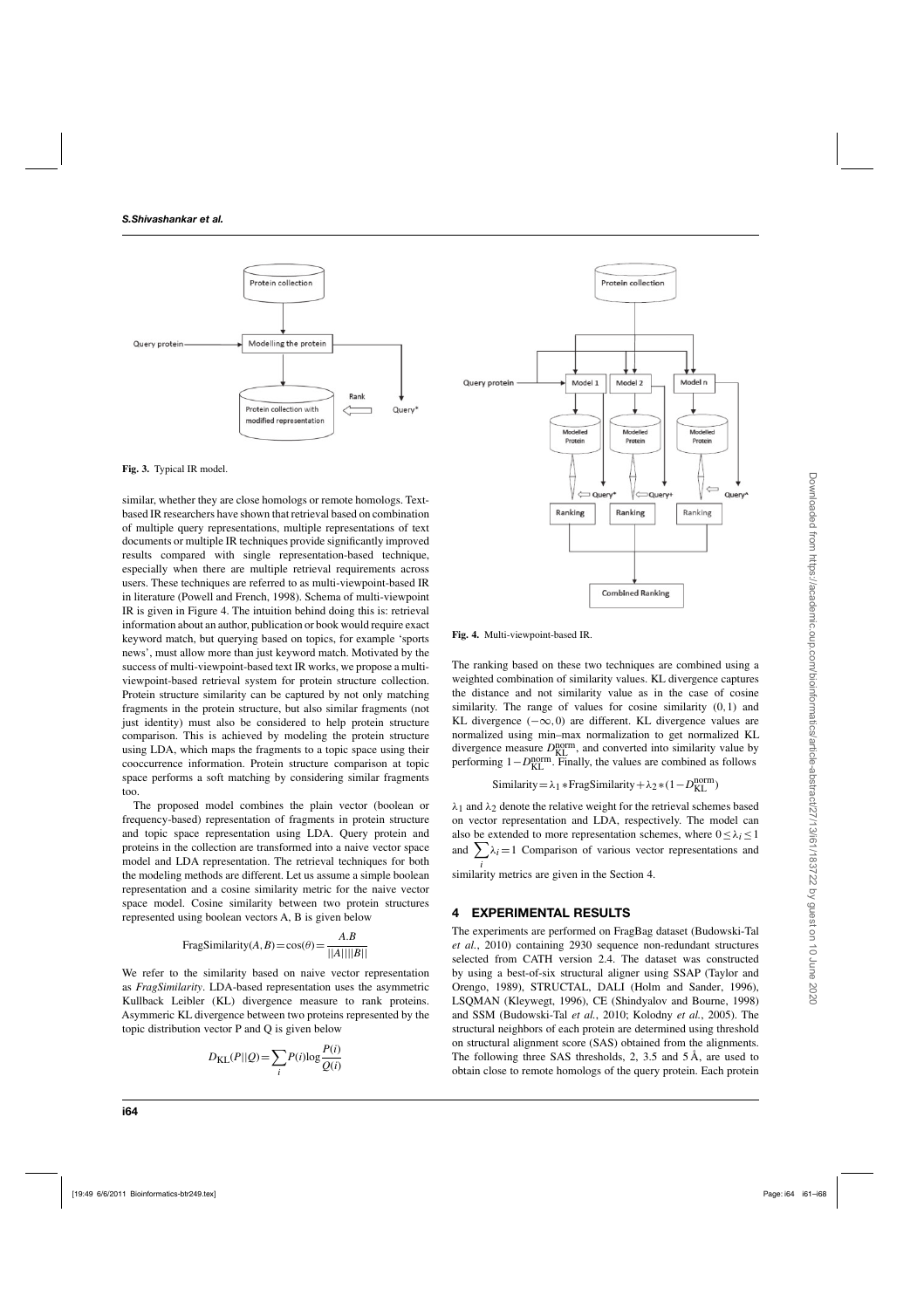**Fig. 3.** Typical IR model.

similar, whether they are close homologs or remote homologs. Text-based IR researchers have shown that retrieval based on combination of multiple query representations, multiple representations of text documents or multiple IR techniques provide significantly improved results compared with single representation-based technique, especially when there are multiple retrieval requirements across users. These techniques are referred to as multi-viewpoint-based IR in literature (Powell and French, 1998). Schema of multi-viewpoint IR is given in Figure 4. The intuition behind doing this is: retrieval information about an author, publication or book would require exact keyword match, but querying based on topics, for example 'sports news', must allow more than just keyword match. Motivated by the success of multi-viewpoint-based text IR works, we propose a multi-viewpoint-based retrieval system for protein structure collection. Protein structure similarity can be captured by not only matching fragments in the protein structure, but also similar fragments (not just identity) must also be considered to help protein structure comparison. This is achieved by modeling the protein structure using LDA, which maps the fragments to a topic space using their cooccurrence information. Protein structure comparison at topic space performs a soft matching by considering similar fragments too.

The proposed model combines the plain vector (boolean or frequency-based) representation of fragments in protein structure and topic space representation using LDA. Query protein and proteins in the collection are transformed into a naive vector space model and LDA representation. The retrieval techniques for both the modeling methods are different. Let us assume a simple boolean representation and a cosine similarity metric for the naive vector space model. Cosine similarity between two protein structures represented using boolean vectors A, B is given below

$$\text{FragSimilarity}(A,B) = \cos(\theta) = \frac{A.B}{||A||\,||B||}$$

We refer to the similarity based on naive vector representation as *FragSimilarity*. LDA-based representation uses the asymmetric Kullback Leibler (KL) divergence measure to rank proteins. Asymmeric KL divergence between two proteins represented by the topic distribution vector P and Q is given below

$$D_{\text{KL}}(P||Q) = \sum_i P(i)\log\frac{P(i)}{Q(i)}$$

**Fig. 4.** Multi-viewpoint-based IR.

The ranking based on these two techniques are combined using a weighted combination of similarity values. KL divergence captures the distance and not similarity value as in the case of cosine similarity. The range of values for cosine similarity $(0,1)$ and KL divergence $(-\infty,0)$ are different. KL divergence values are normalized using min–max normalization to get normalized KL divergence measure $D_{\text{KL}}^{\text{norm}}$, and converted into similarity value by performing $1-D_{\text{KL}}^{\text{norm}}$. Finally, the values are combined as follows

$$\text{Similarity} = \lambda_1 * \text{FragSimilarity} + \lambda_2 * (1-D_{\text{KL}}^{\text{norm}})$$

$\lambda_1$ and $\lambda_2$ denote the relative weight for the retrieval schemes based on vector representation and LDA, respectively. The model can also be extended to more representation schemes, where $0 \le \lambda_i \le 1$ and $\sum_i \lambda_i = 1$ Comparison of various vector representations and similarity metrics are given in the Section 4.

## 4 EXPERIMENTAL RESULTS

The experiments are performed on FragBag dataset (Budowski-Tal *et al.*, 2010) containing 2930 sequence non-redundant structures selected from CATH version 2.4. The dataset was constructed by using a best-of-six structural aligner using SSAP (Taylor and Orengo, 1989), STRUCTAL, DALI (Holm and Sander, 1996), LSQMAN (Kleywegt, 1996), CE (Shindyalov and Bourne, 1998) and SSM (Budowski-Tal *et al.*, 2010; Kolodny *et al.*, 2005). The structural neighbors of each protein are determined using threshold on structural alignment score (SAS) obtained from the alignments. The following three SAS thresholds, 2, 3.5 and 5 Å, are used to obtain close to remote homologs of the query protein. Each protein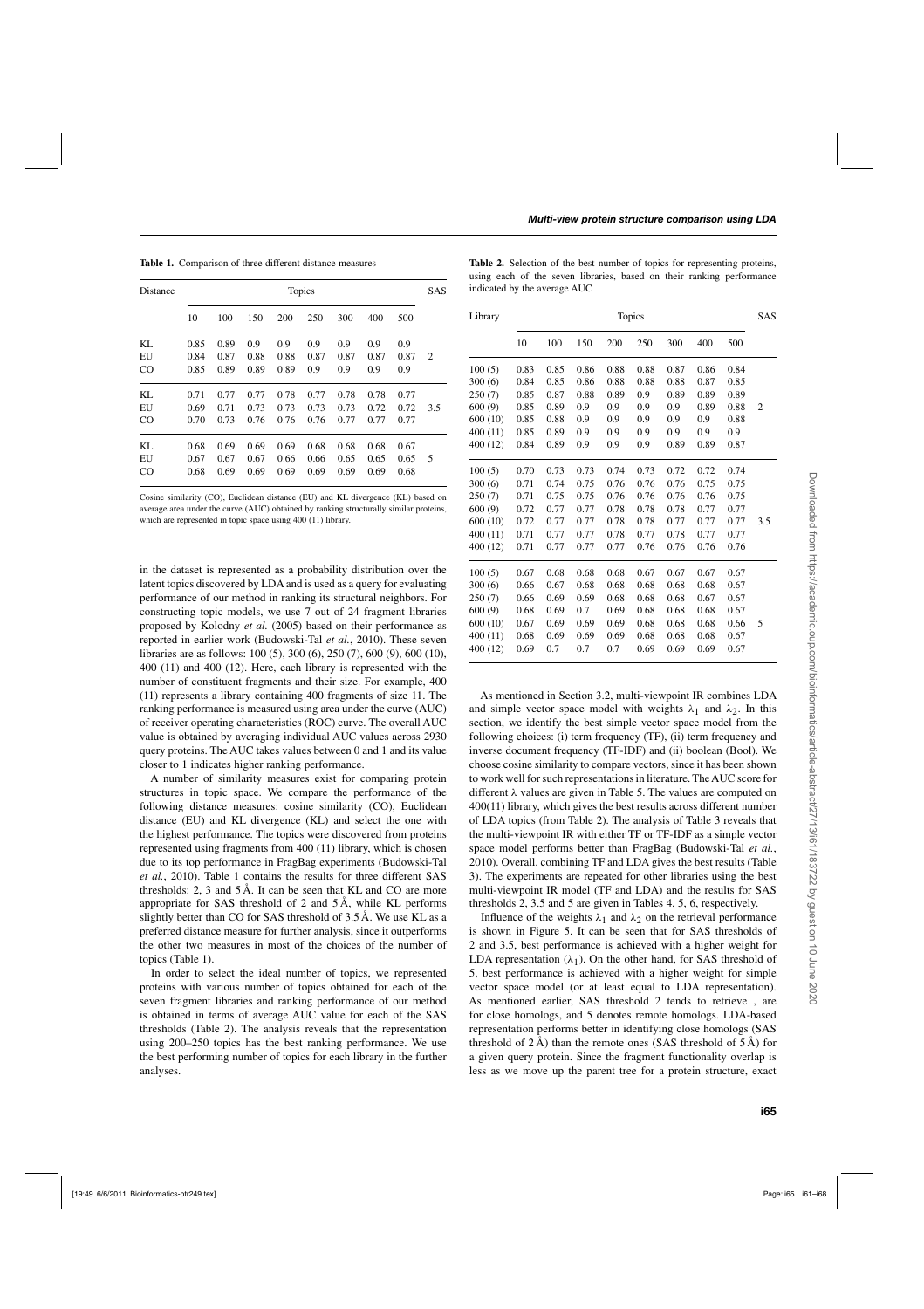**Table 1.** Comparison of three different distance measures

| Distance | Topics | | | | | | | | SAS |
|---|---|---|---|---|---|---|---|---|---|
| | 10 | 100 | 150 | 200 | 250 | 300 | 400 | 500 | |
| KL | 0.85 | 0.89 | 0.9 | 0.9 | 0.9 | 0.9 | 0.9 | 0.9 | |
| EU | 0.84 | 0.87 | 0.88 | 0.88 | 0.87 | 0.87 | 0.87 | 0.87 | 2 |
| CO | 0.85 | 0.89 | 0.89 | 0.89 | 0.9 | 0.9 | 0.9 | 0.9 | |
| KL | 0.71 | 0.77 | 0.77 | 0.78 | 0.77 | 0.78 | 0.78 | 0.77 | |
| EU | 0.69 | 0.71 | 0.73 | 0.73 | 0.73 | 0.73 | 0.72 | 0.72 | 3.5 |
| CO | 0.70 | 0.73 | 0.76 | 0.76 | 0.76 | 0.77 | 0.77 | 0.77 | |
| KL | 0.68 | 0.69 | 0.69 | 0.69 | 0.68 | 0.68 | 0.68 | 0.67 | |
| EU | 0.67 | 0.67 | 0.67 | 0.66 | 0.66 | 0.65 | 0.65 | 0.65 | 5 |
| CO | 0.68 | 0.69 | 0.69 | 0.69 | 0.69 | 0.69 | 0.69 | 0.68 | |

Cosine similarity (CO), Euclidean distance (EU) and KL divergence (KL) based on average area under the curve (AUC) obtained by ranking structurally similar proteins, which are represented in topic space using 400 (11) library.

in the dataset is represented as a probability distribution over the latent topics discovered by LDA and is used as a query for evaluating performance of our method in ranking its structural neighbors. For constructing topic models, we use 7 out of 24 fragment libraries proposed by Kolodny *et al.* (2005) based on their performance as reported in earlier work (Budowski-Tal *et al.*, 2010). These seven libraries are as follows: 100 (5), 300 (6), 250 (7), 600 (9), 600 (10), 400 (11) and 400 (12). Here, each library is represented with the number of constituent fragments and their size. For example, 400 (11) represents a library containing 400 fragments of size 11. The ranking performance is measured using area under the curve (AUC) of receiver operating characteristics (ROC) curve. The overall AUC value is obtained by averaging individual AUC values across 2930 query proteins. The AUC takes values between 0 and 1 and its value closer to 1 indicates higher ranking performance.

A number of similarity measures exist for comparing protein structures in topic space. We compare the performance of the following distance measures: cosine similarity (CO), Euclidean distance (EU) and KL divergence (KL) and select the one with the highest performance. The topics were discovered from proteins represented using fragments from 400 (11) library, which is chosen due to its top performance in FragBag experiments (Budowski-Tal *et al.*, 2010). Table 1 contains the results for three different SAS thresholds: 2, 3 and 5 Å. It can be seen that KL and CO are more appropriate for SAS threshold of 2 and 5 Å, while KL performs slightly better than CO for SAS threshold of 3.5 Å. We use KL as a preferred distance measure for further analysis, since it outperforms the other two measures in most of the choices of the number of topics (Table 1).

In order to select the ideal number of topics, we represented proteins with various number of topics obtained for each of the seven fragment libraries and ranking performance of our method is obtained in terms of average AUC value for each of the SAS thresholds (Table 2). The analysis reveals that the representation using 200–250 topics has the best ranking performance. We use the best performing number of topics for each library in the further analyses.

**Table 2.** Selection of the best number of topics for representing proteins, using each of the seven libraries, based on their ranking performance indicated by the average AUC

| Library | Topics | | | | | | | | SAS |
|---|---|---|---|---|---|---|---|---|---|
| | 10 | 100 | 150 | 200 | 250 | 300 | 400 | 500 | |
| 100 (5) | 0.83 | 0.85 | 0.86 | 0.88 | 0.88 | 0.87 | 0.86 | 0.84 | |
| 300 (6) | 0.84 | 0.85 | 0.86 | 0.88 | 0.88 | 0.88 | 0.87 | 0.85 | |
| 250 (7) | 0.85 | 0.87 | 0.88 | 0.89 | 0.9 | 0.89 | 0.89 | 0.89 | |
| 600 (9) | 0.85 | 0.89 | 0.9 | 0.9 | 0.9 | 0.9 | 0.89 | 0.88 | 2 |
| 600 (10) | 0.85 | 0.88 | 0.9 | 0.9 | 0.9 | 0.9 | 0.9 | 0.88 | |
| 400 (11) | 0.85 | 0.89 | 0.9 | 0.9 | 0.9 | 0.9 | 0.9 | 0.9 | |
| 400 (12) | 0.84 | 0.89 | 0.9 | 0.9 | 0.9 | 0.89 | 0.89 | 0.87 | |
| 100 (5) | 0.70 | 0.73 | 0.73 | 0.74 | 0.73 | 0.72 | 0.72 | 0.74 | |
| 300 (6) | 0.71 | 0.74 | 0.75 | 0.76 | 0.76 | 0.76 | 0.75 | 0.75 | |
| 250 (7) | 0.71 | 0.75 | 0.75 | 0.76 | 0.76 | 0.76 | 0.76 | 0.75 | |
| 600 (9) | 0.72 | 0.77 | 0.77 | 0.78 | 0.78 | 0.78 | 0.77 | 0.77 | |
| 600 (10) | 0.72 | 0.77 | 0.77 | 0.78 | 0.78 | 0.77 | 0.77 | 0.77 | 3.5 |
| 400 (11) | 0.71 | 0.77 | 0.77 | 0.78 | 0.77 | 0.78 | 0.77 | 0.77 | |
| 400 (12) | 0.71 | 0.77 | 0.77 | 0.77 | 0.76 | 0.76 | 0.76 | 0.76 | |
| 100 (5) | 0.67 | 0.68 | 0.68 | 0.68 | 0.67 | 0.67 | 0.67 | 0.67 | |
| 300 (6) | 0.66 | 0.67 | 0.68 | 0.68 | 0.68 | 0.68 | 0.68 | 0.67 | |
| 250 (7) | 0.66 | 0.69 | 0.69 | 0.68 | 0.68 | 0.68 | 0.67 | 0.67 | |
| 600 (9) | 0.68 | 0.69 | 0.7 | 0.69 | 0.68 | 0.68 | 0.68 | 0.67 | |
| 600 (10) | 0.67 | 0.69 | 0.69 | 0.69 | 0.68 | 0.68 | 0.68 | 0.66 | 5 |
| 400 (11) | 0.68 | 0.69 | 0.69 | 0.69 | 0.68 | 0.68 | 0.68 | 0.67 | |
| 400 (12) | 0.69 | 0.7 | 0.7 | 0.7 | 0.69 | 0.69 | 0.69 | 0.67 | |

As mentioned in Section 3.2, multi-viewpoint IR combines LDA and simple vector space model with weights $\lambda_1$ and $\lambda_2$. In this section, we identify the best simple vector space model from the following choices: (i) term frequency (TF), (ii) term frequency and inverse document frequency (TF-IDF) and (ii) boolean (Bool). We choose cosine similarity to compare vectors, since it has been shown to work well for such representations in literature. The AUC score for different $\lambda$ values are given in Table 5. The values are computed on 400(11) library, which gives the best results across different number of LDA topics (from Table 2). The analysis of Table 3 reveals that the multi-viewpoint IR with either TF or TF-IDF as a simple vector space model performs better than FragBag (Budowski-Tal *et al.*, 2010). Overall, combining TF and LDA gives the best results (Table 3). The experiments are repeated for other libraries using the best multi-viewpoint IR model (TF and LDA) and the results for SAS thresholds 2, 3.5 and 5 are given in Tables 4, 5, 6, respectively.

Influence of the weights $\lambda_1$ and $\lambda_2$ on the retrieval performance is shown in Figure 5. It can be seen that for SAS thresholds of 2 and 3.5, best performance is achieved with a higher weight for LDA representation ($\lambda_1$). On the other hand, for SAS threshold of 5, best performance is achieved with a higher weight for simple vector space model (or at least equal to LDA representation). As mentioned earlier, SAS threshold 2 tends to retrieve , are for close homologs, and 5 denotes remote homologs. LDA-based representation performs better in identifying close homologs (SAS threshold of 2 Å) than the remote ones (SAS threshold of 5 Å) for a given query protein. Since the fragment functionality overlap is less as we move up the parent tree for a protein structure, exact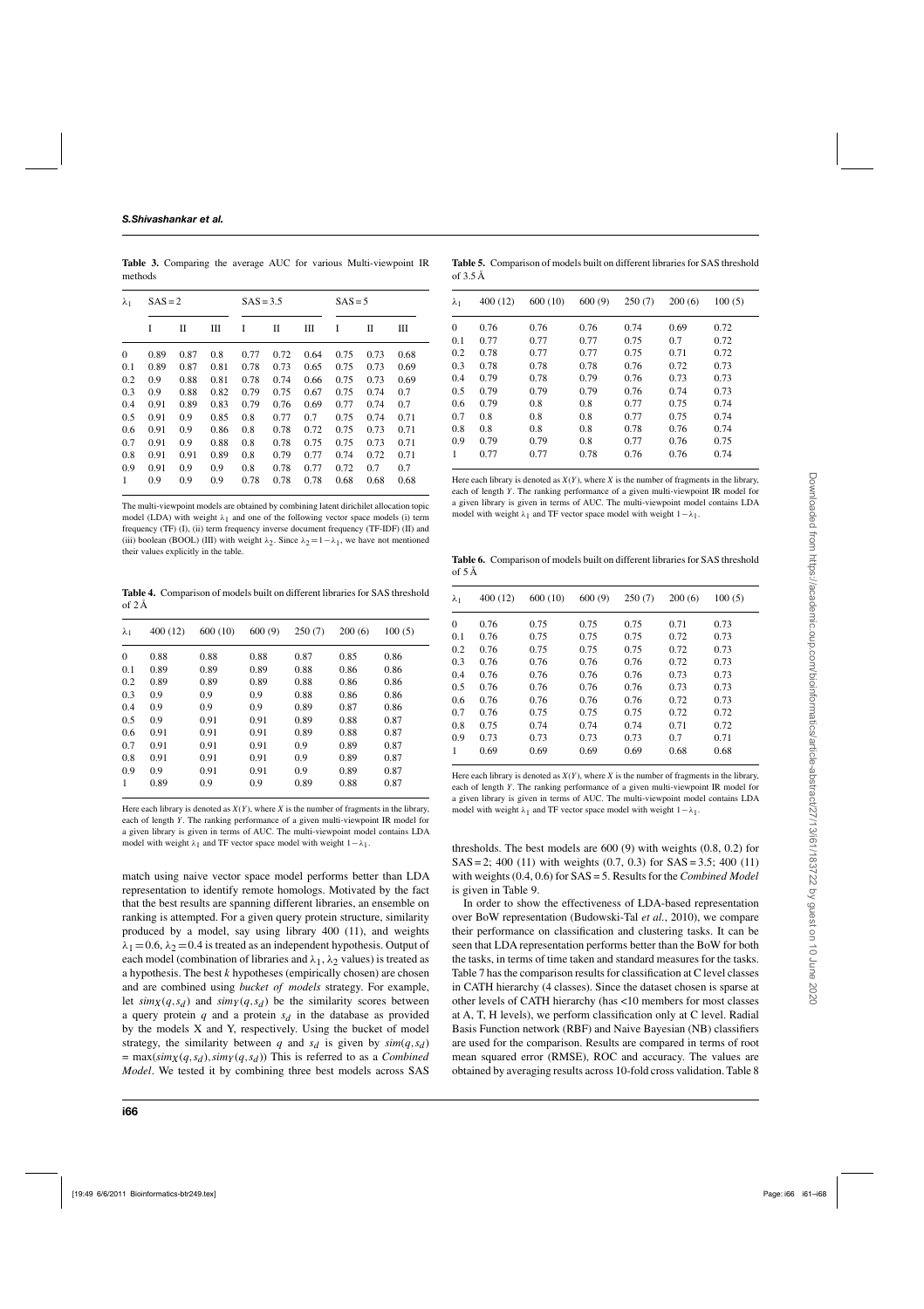**Table 3.** Comparing the average AUC for various Multi-viewpoint IR methods

| $\lambda_1$ | SAS = 2 | | | SAS = 3.5 | | | SAS = 5 | | |
|---|---|---|---|---|---|---|---|---|---|
| | I | II | III | I | II | III | I | II | III |
| 0 | 0.89 | 0.87 | 0.8 | 0.77 | 0.72 | 0.64 | 0.75 | 0.73 | 0.68 |
| 0.1 | 0.89 | 0.87 | 0.81 | 0.78 | 0.73 | 0.65 | 0.75 | 0.73 | 0.69 |
| 0.2 | 0.9 | 0.88 | 0.81 | 0.78 | 0.74 | 0.66 | 0.75 | 0.73 | 0.69 |
| 0.3 | 0.9 | 0.88 | 0.82 | 0.79 | 0.75 | 0.67 | 0.75 | 0.74 | 0.7 |
| 0.4 | 0.91 | 0.89 | 0.83 | 0.79 | 0.76 | 0.69 | 0.77 | 0.74 | 0.7 |
| 0.5 | 0.91 | 0.9 | 0.85 | 0.8 | 0.77 | 0.7 | 0.75 | 0.74 | 0.71 |
| 0.6 | 0.91 | 0.9 | 0.86 | 0.8 | 0.78 | 0.72 | 0.75 | 0.73 | 0.71 |
| 0.7 | 0.91 | 0.9 | 0.88 | 0.8 | 0.78 | 0.75 | 0.75 | 0.73 | 0.71 |
| 0.8 | 0.91 | 0.91 | 0.89 | 0.8 | 0.79 | 0.77 | 0.74 | 0.72 | 0.71 |
| 0.9 | 0.91 | 0.9 | 0.9 | 0.8 | 0.78 | 0.77 | 0.72 | 0.7 | 0.7 |
| 1 | 0.9 | 0.9 | 0.9 | 0.78 | 0.78 | 0.78 | 0.68 | 0.68 | 0.68 |

The multi-viewpoint models are obtained by combining latent dirichilet allocation topic model (LDA) with weight $\lambda_1$ and one of the following vector space models (i) term frequency (TF) (I), (ii) term frequency inverse document frequency (TF-IDF) (II) and (iii) boolean (BOOL) (III) with weight $\lambda_2$. Since $\lambda_2 = 1 - \lambda_1$, we have not mentioned their values explicitly in the table.

**Table 4.** Comparison of models built on different libraries for SAS threshold of 2 Å

| $\lambda_1$ | 400 (12) | 600 (10) | 600 (9) | 250 (7) | 200 (6) | 100 (5) |
|---|---|---|---|---|---|---|
| 0 | 0.88 | 0.88 | 0.88 | 0.87 | 0.85 | 0.86 |
| 0.1 | 0.89 | 0.89 | 0.89 | 0.88 | 0.86 | 0.86 |
| 0.2 | 0.89 | 0.89 | 0.89 | 0.88 | 0.86 | 0.86 |
| 0.3 | 0.9 | 0.9 | 0.9 | 0.88 | 0.86 | 0.86 |
| 0.4 | 0.9 | 0.9 | 0.9 | 0.89 | 0.87 | 0.86 |
| 0.5 | 0.9 | 0.91 | 0.91 | 0.89 | 0.88 | 0.87 |
| 0.6 | 0.91 | 0.91 | 0.91 | 0.89 | 0.88 | 0.87 |
| 0.7 | 0.91 | 0.91 | 0.91 | 0.9 | 0.89 | 0.87 |
| 0.8 | 0.91 | 0.91 | 0.91 | 0.9 | 0.89 | 0.87 |
| 0.9 | 0.9 | 0.91 | 0.91 | 0.9 | 0.89 | 0.87 |
| 1 | 0.89 | 0.9 | 0.9 | 0.89 | 0.88 | 0.87 |

Here each library is denoted as $X(Y)$, where $X$ is the number of fragments in the library, each of length $Y$. The ranking performance of a given multi-viewpoint IR model for a given library is given in terms of AUC. The multi-viewpoint model contains LDA model with weight $\lambda_1$ and TF vector space model with weight $1-\lambda_1$.

match using naive vector space model performs better than LDA representation to identify remote homologs. Motivated by the fact that the best results are spanning different libraries, an ensemble on ranking is attempted. For a given query protein structure, similarity produced by a model, say using library 400 (11), and weights $\lambda_1 = 0.6, \lambda_2 = 0.4$ is treated as an independent hypothesis. Output of each model (combination of libraries and $\lambda_1, \lambda_2$ values) is treated as a hypothesis. The best $k$ hypotheses (empirically chosen) are chosen and are combined using *bucket of models* strategy. For example, let $sim_X(q,s_d)$ and $sim_Y(q,s_d)$ be the similarity scores between a query protein $q$ and a protein $s_d$ in the database as provided by the models X and Y, respectively. Using the bucket of model strategy, the similarity between $q$ and $s_d$ is given by $sim(q,s_d) = \max(sim_X(q,s_d), sim_Y(q,s_d))$ This is referred to as a *Combined Model*. We tested it by combining three best models across SAS

**Table 5.** Comparison of models built on different libraries for SAS threshold of 3.5 Å

| $\lambda_1$ | 400 (12) | 600 (10) | 600 (9) | 250 (7) | 200 (6) | 100 (5) |
|---|---|---|---|---|---|---|
| 0 | 0.76 | 0.76 | 0.76 | 0.74 | 0.69 | 0.72 |
| 0.1 | 0.77 | 0.77 | 0.77 | 0.75 | 0.7 | 0.72 |
| 0.2 | 0.78 | 0.77 | 0.77 | 0.75 | 0.71 | 0.72 |
| 0.3 | 0.78 | 0.78 | 0.78 | 0.76 | 0.72 | 0.73 |
| 0.4 | 0.79 | 0.78 | 0.79 | 0.76 | 0.73 | 0.73 |
| 0.5 | 0.79 | 0.79 | 0.79 | 0.76 | 0.74 | 0.73 |
| 0.6 | 0.79 | 0.8 | 0.8 | 0.77 | 0.75 | 0.74 |
| 0.7 | 0.8 | 0.8 | 0.8 | 0.77 | 0.75 | 0.74 |
| 0.8 | 0.8 | 0.8 | 0.8 | 0.78 | 0.76 | 0.74 |
| 0.9 | 0.79 | 0.79 | 0.8 | 0.77 | 0.76 | 0.75 |
| 1 | 0.77 | 0.77 | 0.78 | 0.76 | 0.76 | 0.74 |

Here each library is denoted as $X(Y)$, where $X$ is the number of fragments in the library, each of length $Y$. The ranking performance of a given multi-viewpoint IR model for a given library is given in terms of AUC. The multi-viewpoint model contains LDA model with weight $\lambda_1$ and TF vector space model with weight $1-\lambda_1$.

**Table 6.** Comparison of models built on different libraries for SAS threshold of 5 Å

| $\lambda_1$ | 400 (12) | 600 (10) | 600 (9) | 250 (7) | 200 (6) | 100 (5) |
|---|---|---|---|---|---|---|
| 0 | 0.76 | 0.75 | 0.75 | 0.75 | 0.71 | 0.73 |
| 0.1 | 0.76 | 0.75 | 0.75 | 0.75 | 0.72 | 0.73 |
| 0.2 | 0.76 | 0.75 | 0.75 | 0.75 | 0.72 | 0.73 |
| 0.3 | 0.76 | 0.76 | 0.76 | 0.76 | 0.72 | 0.73 |
| 0.4 | 0.76 | 0.76 | 0.76 | 0.76 | 0.73 | 0.73 |
| 0.5 | 0.76 | 0.76 | 0.76 | 0.76 | 0.73 | 0.73 |
| 0.6 | 0.76 | 0.76 | 0.76 | 0.76 | 0.72 | 0.73 |
| 0.7 | 0.76 | 0.75 | 0.75 | 0.75 | 0.72 | 0.72 |
| 0.8 | 0.75 | 0.74 | 0.74 | 0.74 | 0.71 | 0.72 |
| 0.9 | 0.73 | 0.73 | 0.73 | 0.73 | 0.7 | 0.71 |
| 1 | 0.69 | 0.69 | 0.69 | 0.69 | 0.68 | 0.68 |

Here each library is denoted as $X(Y)$, where $X$ is the number of fragments in the library, each of length $Y$. The ranking performance of a given multi-viewpoint IR model for a given library is given in terms of AUC. The multi-viewpoint model contains LDA model with weight $\lambda_1$ and TF vector space model with weight $1-\lambda_1$.

thresholds. The best models are 600 (9) with weights (0.8, 0.2) for SAS = 2; 400 (11) with weights (0.7, 0.3) for SAS = 3.5; 400 (11) with weights (0.4, 0.6) for SAS = 5. Results for the *Combined Model* is given in Table 9.

In order to show the effectiveness of LDA-based representation over BoW representation (Budowski-Tal *et al.*, 2010), we compare their performance on classification and clustering tasks. It can be seen that LDA representation performs better than the BoW for both the tasks, in terms of time taken and standard measures for the tasks. Table 7 has the comparison results for classification at C level classes in CATH hierarchy (4 classes). Since the dataset chosen is sparse at other levels of CATH hierarchy (has <10 members for most classes at A, T, H levels), we perform classification only at C level. Radial Basis Function network (RBF) and Naive Bayesian (NB) classifiers are used for the comparison. Results are compared in terms of root mean squared error (RMSE), ROC and accuracy. The values are obtained by averaging results across 10-fold cross validation. Table 8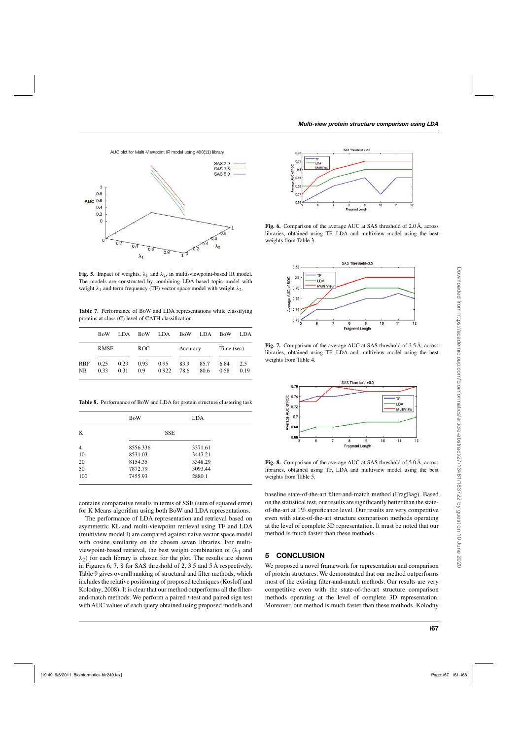**Fig. 5.** Impact of weights, $\lambda_1$ and $\lambda_2$, in multi-viewpoint-based IR model. The models are constructed by combining LDA-based topic model with weight $\lambda_1$ and term frequency (TF) vector space model with weight $\lambda_2$.

**Table 7.** Performance of BoW and LDA representations while classifying proteins at class (C) level of CATH classification

| | BoW | LDA | BoW | LDA | BoW | LDA | BoW | LDA |
|---|---|---|---|---|---|---|---|---|
| | RMSE | | ROC | | Accuracy | | Time (sec) | |
| RBF | 0.25 | 0.23 | 0.93 | 0.95 | 83.9 | 85.7 | 6.84 | 2.5 |
| NB | 0.33 | 0.31 | 0.9 | 0.922 | 78.6 | 80.6 | 0.58 | 0.19 |

**Table 8.** Performance of BoW and LDA for protein structure clustering task

| | BoW | LDA |
|---|---|---|
| K | SSE | |
| 4 | 8556.336 | 3371.61 |
| 10 | 8531.03 | 3417.21 |
| 20 | 8154.35 | 3348.29 |
| 50 | 7872.79 | 3093.44 |
| 100 | 7455.93 | 2880.1 |

contains comparative results in terms of SSE (sum of squared error) for K Means algorithm using both BoW and LDA representations.

The performance of LDA representation and retrieval based on asymmetric KL and multi-viewpoint retrieval using TF and LDA (multiview model I) are compared against naive vector space model with cosine similarity on the chosen seven libraries. For multi-viewpoint-based retrieval, the best weight combination of ($\lambda_1$ and $\lambda_2$) for each library is chosen for the plot. The results are shown in Figures 6, 7, 8 for SAS threshold of 2, 3.5 and 5 Å respectively. Table 9 gives overall ranking of structural and filter methods, which includes the relative positioning of proposed techniques (Kosloff and Kolodny, 2008). It is clear that our method outperforms all the filter-and-match methods. We perform a paired $t$-test and paired sign test with AUC values of each query obtained using proposed models and baseline state-of-the-art filter-and-match method (FragBag). Based on the statistical test, our results are significantly better than the state-of-the-art at 1% significance level. Our results are very competitive even with state-of-the-art structure comparison methods operating at the level of complete 3D representation. It must be noted that our method is much faster than these methods.

**Fig. 6.** Comparison of the average AUC at SAS threshold of 2.0 Å, across libraries, obtained using TF, LDA and multiview model using the best weights from Table 3.

**Fig. 7.** Comparison of the average AUC at SAS threshold of 3.5 Å, across libraries, obtained using TF, LDA and multiview model using the best weights from Table 4.

**Fig. 8.** Comparison of the average AUC at SAS threshold of 5.0 Å, across libraries, obtained using TF, LDA and multiview model using the best weights from Table 5.

## 5 CONCLUSION

We proposed a novel framework for representation and comparison of protein structures. We demonstrated that our method outperforms most of the existing filter-and-match methods. Our results are very competitive even with the state-of-the-art structure comparison methods operating at the level of complete 3D representation. Moreover, our method is much faster than these methods. Kolodny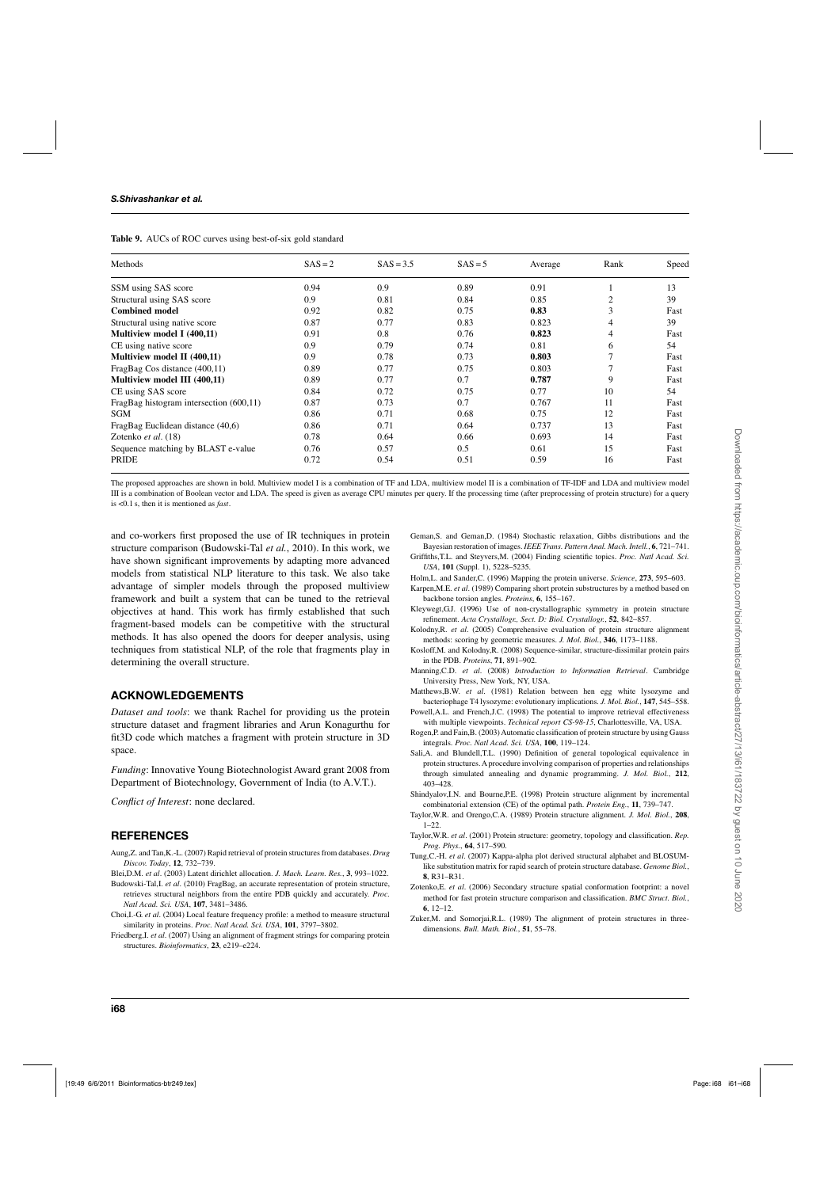**Table 9.** AUCs of ROC curves using best-of-six gold standard

| Methods | SAS = 2 | SAS = 3.5 | SAS = 5 | Average | Rank | Speed |
|---|---|---|---|---|---|---|
| SSM using SAS score | 0.94 | 0.9 | 0.89 | 0.91 | 1 | 13 |
| Structural using SAS score | 0.9 | 0.81 | 0.84 | 0.85 | 2 | 39 |
| **Combined model** | 0.92 | 0.82 | 0.75 | **0.83** | 3 | Fast |
| Structural using native score | 0.87 | 0.77 | 0.83 | 0.823 | 4 | 39 |
| **Multiview model I (400,11)** | 0.91 | 0.8 | 0.76 | **0.823** | 4 | Fast |
| CE using native score | 0.9 | 0.79 | 0.74 | 0.81 | 6 | 54 |
| **Multiview model II (400,11)** | 0.9 | 0.78 | 0.73 | **0.803** | 7 | Fast |
| FragBag Cos distance (400,11) | 0.89 | 0.77 | 0.75 | 0.803 | 7 | Fast |
| **Multiview model III (400,11)** | 0.89 | 0.77 | 0.7 | **0.787** | 9 | Fast |
| CE using SAS score | 0.84 | 0.72 | 0.75 | 0.77 | 10 | 54 |
| FragBag histogram intersection (600,11) | 0.87 | 0.73 | 0.7 | 0.767 | 11 | Fast |
| SGM | 0.86 | 0.71 | 0.68 | 0.75 | 12 | Fast |
| FragBag Euclidean distance (40,6) | 0.86 | 0.71 | 0.64 | 0.737 | 13 | Fast |
| Zotenko *et al*. (18) | 0.78 | 0.64 | 0.66 | 0.693 | 14 | Fast |
| Sequence matching by BLAST e-value | 0.76 | 0.57 | 0.5 | 0.61 | 15 | Fast |
| PRIDE | 0.72 | 0.54 | 0.51 | 0.59 | 16 | Fast |

The proposed approaches are shown in bold. Multiview model I is a combination of TF and LDA, multiview model II is a combination of TF-IDF and LDA and multiview model III is a combination of Boolean vector and LDA. The speed is given as average CPU minutes per query. If the processing time (after preprocessing of protein structure) for a query is <0.1 s, then it is mentioned as *fast*.

and co-workers first proposed the use of IR techniques in protein structure comparison (Budowski-Tal *et al.*, 2010). In this work, we have shown significant improvements by adapting more advanced models from statistical NLP literature to this task. We also take advantage of simpler models through the proposed multiview framework and built a system that can be tuned to the retrieval objectives at hand. This work has firmly established that such fragment-based models can be competitive with the structural methods. It has also opened the doors for deeper analysis, using techniques from statistical NLP, of the role that fragments play in determining the overall structure.

## ACKNOWLEDGEMENTS

*Dataset and tools*: we thank Rachel for providing us the protein structure dataset and fragment libraries and Arun Konagurthu for fit3D code which matches a fragment with protein structure in 3D space.

*Funding*: Innovative Young Biotechnologist Award grant 2008 from Department of Biotechnology, Government of India (to A.V.T.).

*Conflict of Interest*: none declared.

## REFERENCES

Aung,Z. and Tan,K.-L. (2007) Rapid retrieval of protein structures from databases. *Drug Discov. Today*, **12**, 732–739.

Blei,D.M. *et al*. (2003) Latent dirichlet allocation. *J. Mach. Learn. Res.*, **3**, 993–1022.

Budowski-Tal,I. *et al*. (2010) FragBag, an accurate representation of protein structure, retrieves structural neighbors from the entire PDB quickly and accurately. *Proc. Natl Acad. Sci. USA*, **107**, 3481–3486.

Choi,I.-G. *et al*. (2004) Local feature frequency profile: a method to measure structural similarity in proteins. *Proc. Natl Acad. Sci. USA*, **101**, 3797–3802.

Friedberg,I. *et al*. (2007) Using an alignment of fragment strings for comparing protein structures. *Bioinformatics*, **23**, e219–e224.

Geman,S. and Geman,D. (1984) Stochastic relaxation, Gibbs distributions and the Bayesian restoration of images. *IEEE Trans. Pattern Anal. Mach. Intell.*, **6**, 721–741.

Griffiths,T.L. and Steyvers,M. (2004) Finding scientific topics. *Proc. Natl Acad. Sci. USA*, **101** (Suppl. 1), 5228–5235.

Holm,L. and Sander,C. (1996) Mapping the protein universe. *Science*, **273**, 595–603.

Karpen,M.E. *et al*. (1989) Comparing short protein substructures by a method based on backbone torsion angles. *Proteins*, **6**, 155–167.

Kleywegt,G.J. (1996) Use of non-crystallographic symmetry in protein structure refinement. *Acta Crystallogr., Sect. D: Biol. Crystallogr.*, **52**, 842–857.

Kolodny,R. *et al*. (2005) Comprehensive evaluation of protein structure alignment methods: scoring by geometric measures. *J. Mol. Biol.*, **346**, 1173–1188.

Kosloff,M. and Kolodny,R. (2008) Sequence-similar, structure-dissimilar protein pairs in the PDB. *Proteins*, **71**, 891–902.

Manning,C.D. *et al*. (2008) *Introduction to Information Retrieval*. Cambridge University Press, New York, NY, USA.

Matthews,B.W. *et al*. (1981) Relation between hen egg white lysozyme and bacteriophage T4 lysozyme: evolutionary implications. *J. Mol. Biol.*, **147**, 545–558.

Powell,A.L. and French,J.C. (1998) The potential to improve retrieval effectiveness with multiple viewpoints. *Technical report CS-98-15*, Charlottesville, VA, USA.

Rogen,P. and Fain,B. (2003) Automatic classification of protein structure by using Gauss integrals. *Proc. Natl Acad. Sci. USA*, **100**, 119–124.

Sali,A. and Blundell,T.L. (1990) Definition of general topological equivalence in protein structures. A procedure involving comparison of properties and relationships through simulated annealing and dynamic programming. *J. Mol. Biol.*, **212**, 403–428.

Shindyalov,I.N. and Bourne,P.E. (1998) Protein structure alignment by incremental combinatorial extension (CE) of the optimal path. *Protein Eng.*, **11**, 739–747.

Taylor,W.R. and Orengo,C.A. (1989) Protein structure alignment. *J. Mol. Biol.*, **208**, 1–22.

Taylor,W.R. *et al*. (2001) Protein structure: geometry, topology and classification. *Rep. Prog. Phys.*, **64**, 517–590.

Tung,C.-H. *et al*. (2007) Kappa-alpha plot derived structural alphabet and BLOSUM-like substitution matrix for rapid search of protein structure database. *Genome Biol.*, **8**, R31–R31.

Zotenko,E. *et al*. (2006) Secondary structure spatial conformation footprint: a novel method for fast protein structure comparison and classification. *BMC Struct. Biol.*, **6**, 12–12.

Zuker,M. and Somorjai,R.L. (1989) The alignment of protein structures in three-dimensions. *Bull. Math. Biol.*, **51**, 55–78.